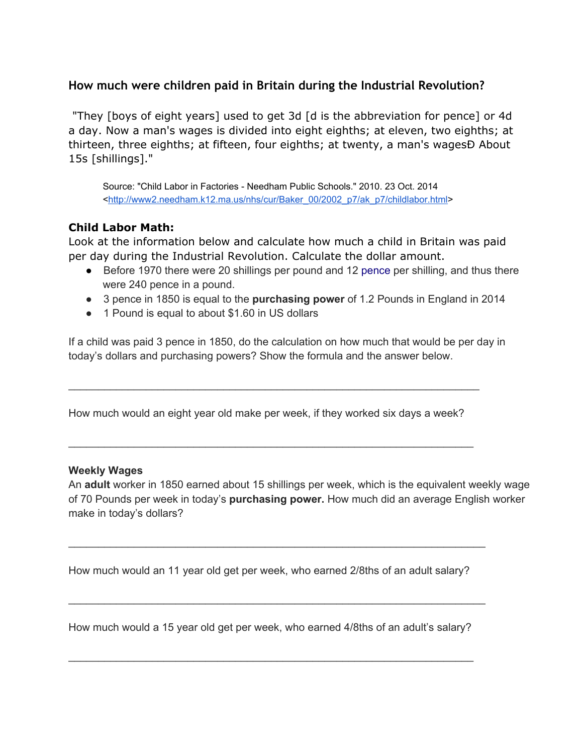## How much were children paid in Britain during the Industrial Revolution?

"They [boys of eight years] used to get 3d [d is the abbreviation for pence] or 4d a day. Now a man's wages is divided into eight eighths; at eleven, two eighths; at thirteen, three eighths; at fifteen, four eighths; at twenty, a man's wagesÐ About 15s [shillings]."

> Source: "Child Labor in Factories - Needham Public Schools." 2010. 23 Oct. 2014 <http://www2.needham.k12.ma.us/nhs/cur/Baker_00/2002_p7/ak_p7/childlabor.html>

### Child Labor Math:

Look at the information below and calculate how much a child in Britain was paid per day during the Industrial Revolution. Calculate the dollar amount.

- Before 1970 there were 20 shillings per pound and 12 pence per shilling, and thus there were 240 pence in a pound.
- 3 pence in 1850 is equal to the **purchasing power** of 1.2 Pounds in England in 2014
- 1 Pound is equal to about $1.60 in US dollars

If a child was paid 3 pence in 1850, do the calculation on how much that would be per day in today's dollars and purchasing powers? Show the formula and the answer below.

___________________________________________________________________

How much would an eight year old make per week, if they worked six days a week?

___________________________________________________________________

**Weekly Wages**

An **adult** worker in 1850 earned about 15 shillings per week, which is the equivalent weekly wage of 70 Pounds per week in today's **purchasing power.** How much did an average English worker make in today's dollars?

___________________________________________________________________

How much would an 11 year old get per week, who earned 2/8ths of an adult salary?

___________________________________________________________________

How much would a 15 year old get per week, who earned 4/8ths of an adult's salary?

___________________________________________________________________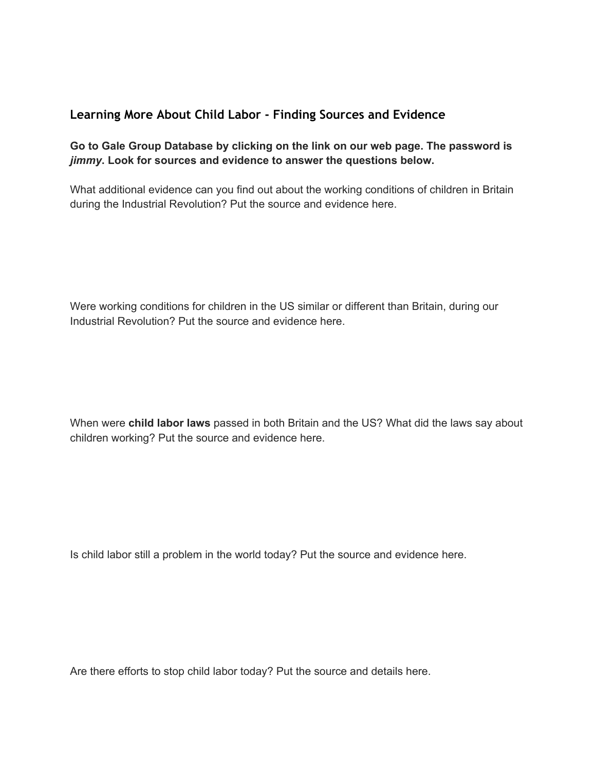## Learning More About Child Labor - Finding Sources and Evidence

**Go to Gale Group Database by clicking on the link on our web page. The password is *jimmy*. Look for sources and evidence to answer the questions below.**

What additional evidence can you find out about the working conditions of children in Britain during the Industrial Revolution? Put the source and evidence here.

Were working conditions for children in the US similar or different than Britain, during our Industrial Revolution? Put the source and evidence here.

When were **child labor laws** passed in both Britain and the US? What did the laws say about children working? Put the source and evidence here.

Is child labor still a problem in the world today? Put the source and evidence here.

Are there efforts to stop child labor today? Put the source and details here.